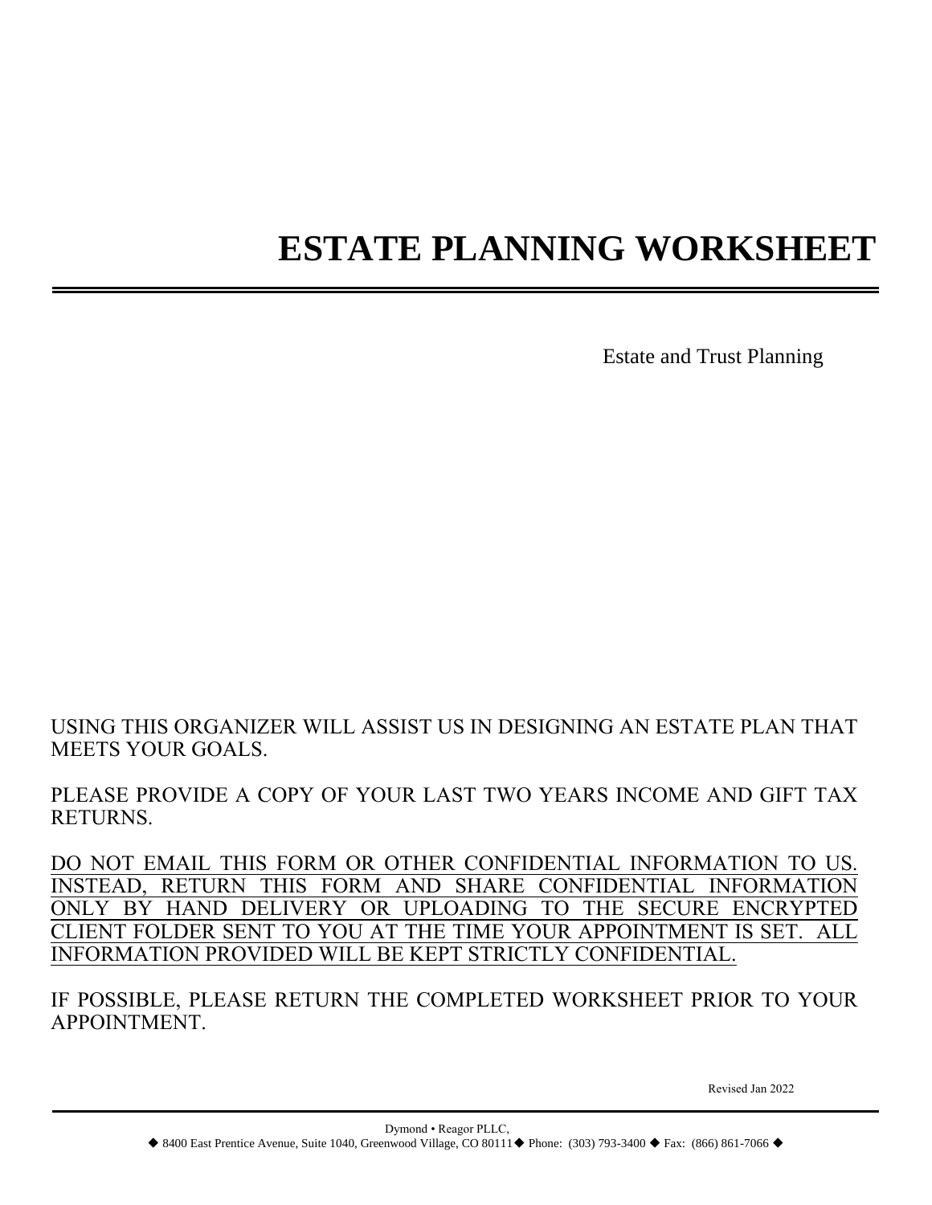# ESTATE PLANNING WORKSHEET

Estate and Trust Planning

USING THIS ORGANIZER WILL ASSIST US IN DESIGNING AN ESTATE PLAN THAT MEETS YOUR GOALS.

PLEASE PROVIDE A COPY OF YOUR LAST TWO YEARS INCOME AND GIFT TAX RETURNS.

<u>DO NOT EMAIL THIS FORM OR OTHER CONFIDENTIAL INFORMATION TO US. INSTEAD, RETURN THIS FORM AND SHARE CONFIDENTIAL INFORMATION ONLY BY HAND DELIVERY OR UPLOADING TO THE SECURE ENCRYPTED CLIENT FOLDER SENT TO YOU AT THE TIME YOUR APPOINTMENT IS SET. ALL INFORMATION PROVIDED WILL BE KEPT STRICTLY CONFIDENTIAL.</u>

IF POSSIBLE, PLEASE RETURN THE COMPLETED WORKSHEET PRIOR TO YOUR APPOINTMENT.

Revised Jan 2022

Dymond • Reagor PLLC,
◆ 8400 East Prentice Avenue, Suite 1040, Greenwood Village, CO 80111 ◆ Phone: (303) 793-3400 ◆ Fax: (866) 861-7066 ◆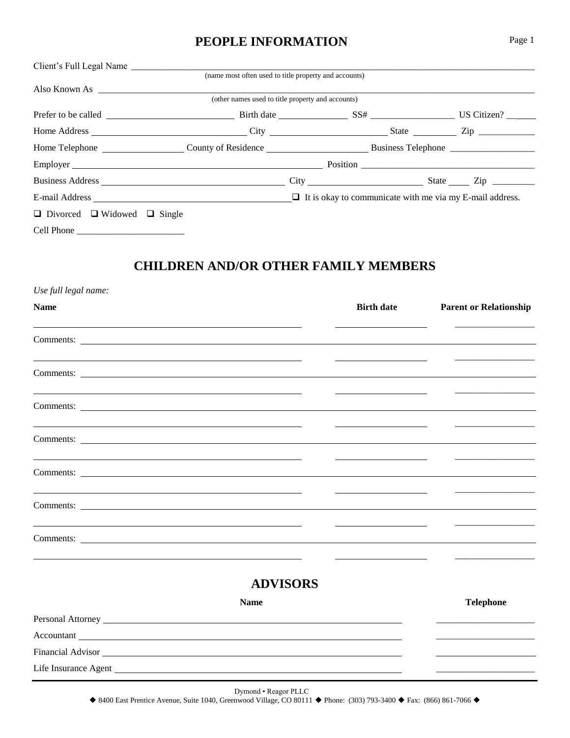# PEOPLE INFORMATION

Client's Full Legal Name ________________________________________________
(name most often used to title property and accounts)

Also Known As ________________________________________________
(other names used to title property and accounts)

Prefer to be called ____________ Birth date ____________ SS# ____________ US Citizen? ______

Home Address ____________ City ____________ State ____________ Zip ____________

Home Telephone ____________ County of Residence ____________ Business Telephone ____________

Employer ____________ Position ____________

Business Address ____________ City ____________ State ______ Zip ____________

E-mail Address ____________ ❑ It is okay to communicate with me via my E-mail address.

❑ Divorced ❑ Widowed ❑ Single

Cell Phone ____________

## CHILDREN AND/OR OTHER FAMILY MEMBERS

*Use full legal name:*

| Name | Birth date | Parent or Relationship |
|---|---|---|
| | | |
| Comments: | | |
| | | |
| Comments: | | |
| | | |
| Comments: | | |
| | | |
| Comments: | | |
| | | |
| Comments: | | |
| | | |
| Comments: | | |
| | | |
| Comments: | | |
| | | |

## ADVISORS

| | Name | Telephone |
|---|---|---|
| Personal Attorney | | |
| Accountant | | |
| Financial Advisor | | |
| Life Insurance Agent | | |

Dymond • Reagor PLLC
◆ 8400 East Prentice Avenue, Suite 1040, Greenwood Village, CO 80111 ◆ Phone: (303) 793-3400 ◆ Fax: (866) 861-7066 ◆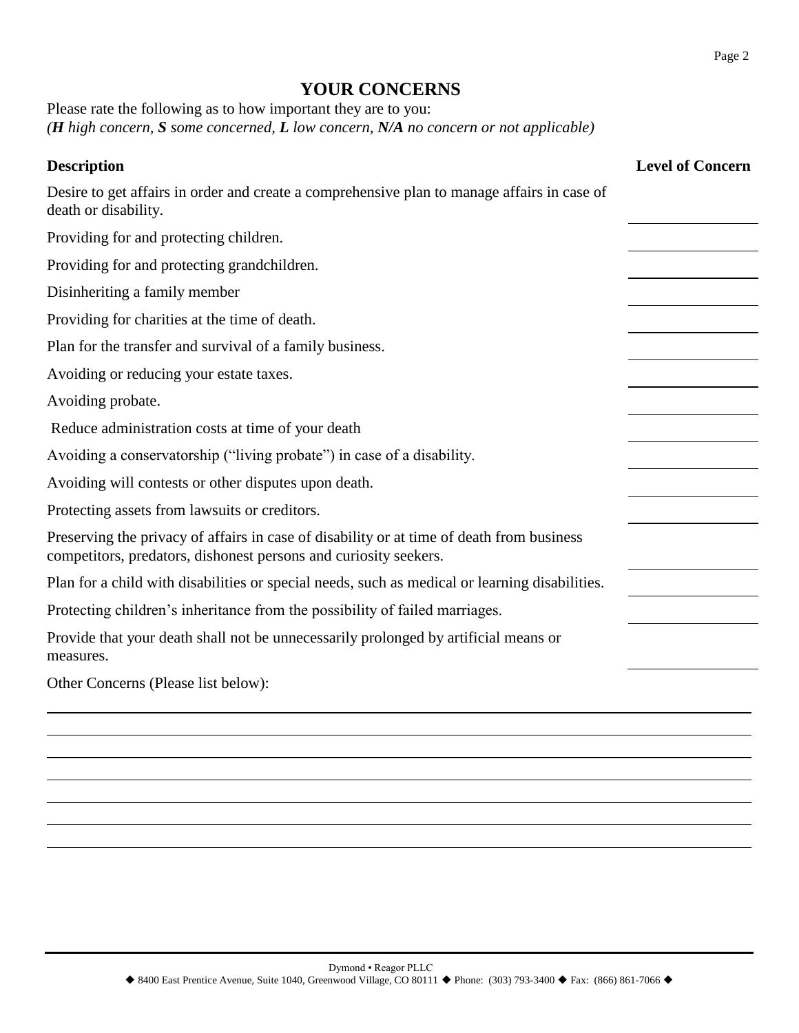# YOUR CONCERNS

Please rate the following as to how important they are to you:
*(**H** high concern, **S** some concerned, **L** low concern, **N/A** no concern or not applicable)*

| Description | Level of Concern |
|---|---|
| Desire to get affairs in order and create a comprehensive plan to manage affairs in case of death or disability. | |
| Providing for and protecting children. | |
| Providing for and protecting grandchildren. | |
| Disinheriting a family member | |
| Providing for charities at the time of death. | |
| Plan for the transfer and survival of a family business. | |
| Avoiding or reducing your estate taxes. | |
| Avoiding probate. | |
| Reduce administration costs at time of your death | |
| Avoiding a conservatorship ("living probate") in case of a disability. | |
| Avoiding will contests or other disputes upon death. | |
| Protecting assets from lawsuits or creditors. | |
| Preserving the privacy of affairs in case of disability or at time of death from business competitors, predators, dishonest persons and curiosity seekers. | |
| Plan for a child with disabilities or special needs, such as medical or learning disabilities. | |
| Protecting children's inheritance from the possibility of failed marriages. | |
| Provide that your death shall not be unnecessarily prolonged by artificial means or measures. | |

Other Concerns (Please list below):

\_\_\_\_\_\_\_\_\_\_\_\_\_\_\_\_\_\_\_\_\_\_\_\_\_\_\_\_\_\_\_\_\_\_\_\_\_\_\_\_\_\_\_\_\_\_\_\_\_\_\_\_\_\_\_\_\_\_\_\_

\_\_\_\_\_\_\_\_\_\_\_\_\_\_\_\_\_\_\_\_\_\_\_\_\_\_\_\_\_\_\_\_\_\_\_\_\_\_\_\_\_\_\_\_\_\_\_\_\_\_\_\_\_\_\_\_\_\_\_\_

\_\_\_\_\_\_\_\_\_\_\_\_\_\_\_\_\_\_\_\_\_\_\_\_\_\_\_\_\_\_\_\_\_\_\_\_\_\_\_\_\_\_\_\_\_\_\_\_\_\_\_\_\_\_\_\_\_\_\_\_

\_\_\_\_\_\_\_\_\_\_\_\_\_\_\_\_\_\_\_\_\_\_\_\_\_\_\_\_\_\_\_\_\_\_\_\_\_\_\_\_\_\_\_\_\_\_\_\_\_\_\_\_\_\_\_\_\_\_\_\_

\_\_\_\_\_\_\_\_\_\_\_\_\_\_\_\_\_\_\_\_\_\_\_\_\_\_\_\_\_\_\_\_\_\_\_\_\_\_\_\_\_\_\_\_\_\_\_\_\_\_\_\_\_\_\_\_\_\_\_\_

\_\_\_\_\_\_\_\_\_\_\_\_\_\_\_\_\_\_\_\_\_\_\_\_\_\_\_\_\_\_\_\_\_\_\_\_\_\_\_\_\_\_\_\_\_\_\_\_\_\_\_\_\_\_\_\_\_\_\_\_

\_\_\_\_\_\_\_\_\_\_\_\_\_\_\_\_\_\_\_\_\_\_\_\_\_\_\_\_\_\_\_\_\_\_\_\_\_\_\_\_\_\_\_\_\_\_\_\_\_\_\_\_\_\_\_\_\_\_\_\_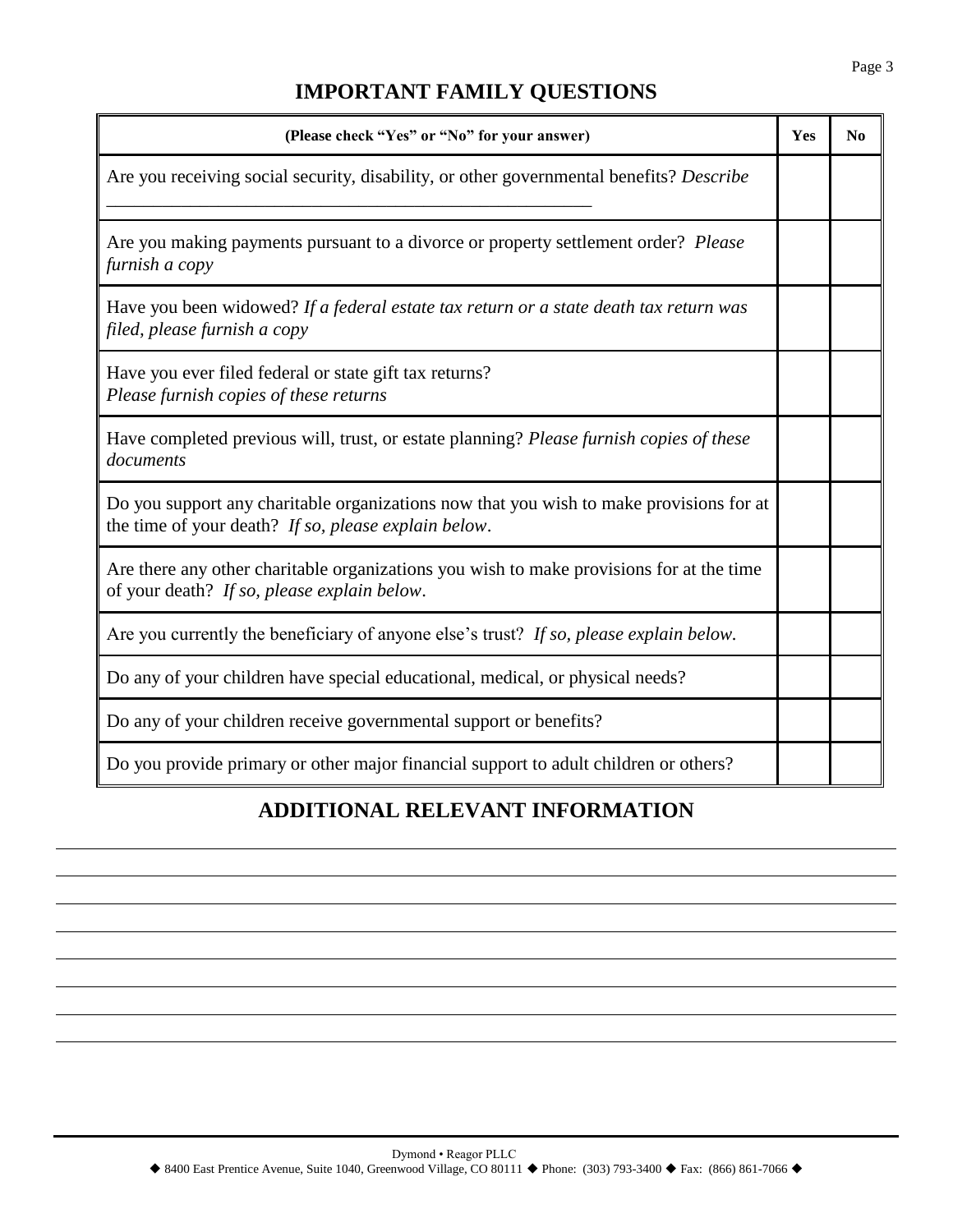# IMPORTANT FAMILY QUESTIONS

| (Please check "Yes" or "No" for your answer) | Yes | No |
|---|---|---|
| Are you receiving social security, disability, or other governmental benefits? *Describe* _______________________________________________ | | |
| Are you making payments pursuant to a divorce or property settlement order? *Please furnish a copy* | | |
| Have you been widowed? *If a federal estate tax return or a state death tax return was filed, please furnish a copy* | | |
| Have you ever filed federal or state gift tax returns? *Please furnish copies of these returns* | | |
| Have completed previous will, trust, or estate planning? *Please furnish copies of these documents* | | |
| Do you support any charitable organizations now that you wish to make provisions for at the time of your death? *If so, please explain below*. | | |
| Are there any other charitable organizations you wish to make provisions for at the time of your death? *If so, please explain below*. | | |
| Are you currently the beneficiary of anyone else's trust? *If so, please explain below.* | | |
| Do any of your children have special educational, medical, or physical needs? | | |
| Do any of your children receive governmental support or benefits? | | |
| Do you provide primary or other major financial support to adult children or others? | | |

# ADDITIONAL RELEVANT INFORMATION

_______________________________________________

_______________________________________________

_______________________________________________

_______________________________________________

_______________________________________________

_______________________________________________

_______________________________________________

Dymond • Reagor PLLC
◆ 8400 East Prentice Avenue, Suite 1040, Greenwood Village, CO 80111 ◆ Phone: (303) 793-3400 ◆ Fax: (866) 861-7066 ◆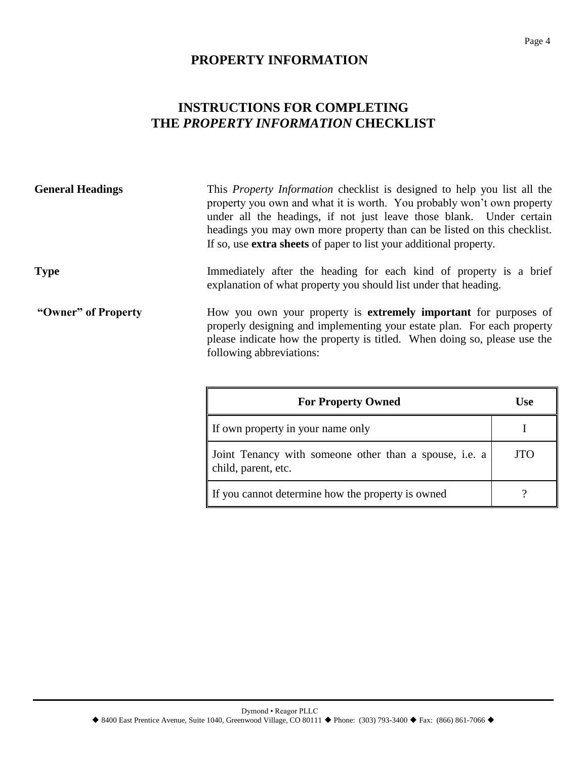# PROPERTY INFORMATION

## INSTRUCTIONS FOR COMPLETING THE *PROPERTY INFORMATION* CHECKLIST

**General Headings**

This *Property Information* checklist is designed to help you list all the property you own and what it is worth. You probably won't own property under all the headings, if not just leave those blank. Under certain headings you may own more property than can be listed on this checklist. If so, use **extra sheets** of paper to list your additional property.

**Type**

Immediately after the heading for each kind of property is a brief explanation of what property you should list under that heading.

**"Owner" of Property**

How you own your property is **extremely important** for purposes of properly designing and implementing your estate plan. For each property please indicate how the property is titled. When doing so, please use the following abbreviations:

| For Property Owned | Use |
|---|---|
| If own property in your name only | I |
| Joint Tenancy with someone other than a spouse, i.e. a child, parent, etc. | JTO |
| If you cannot determine how the property is owned | ? |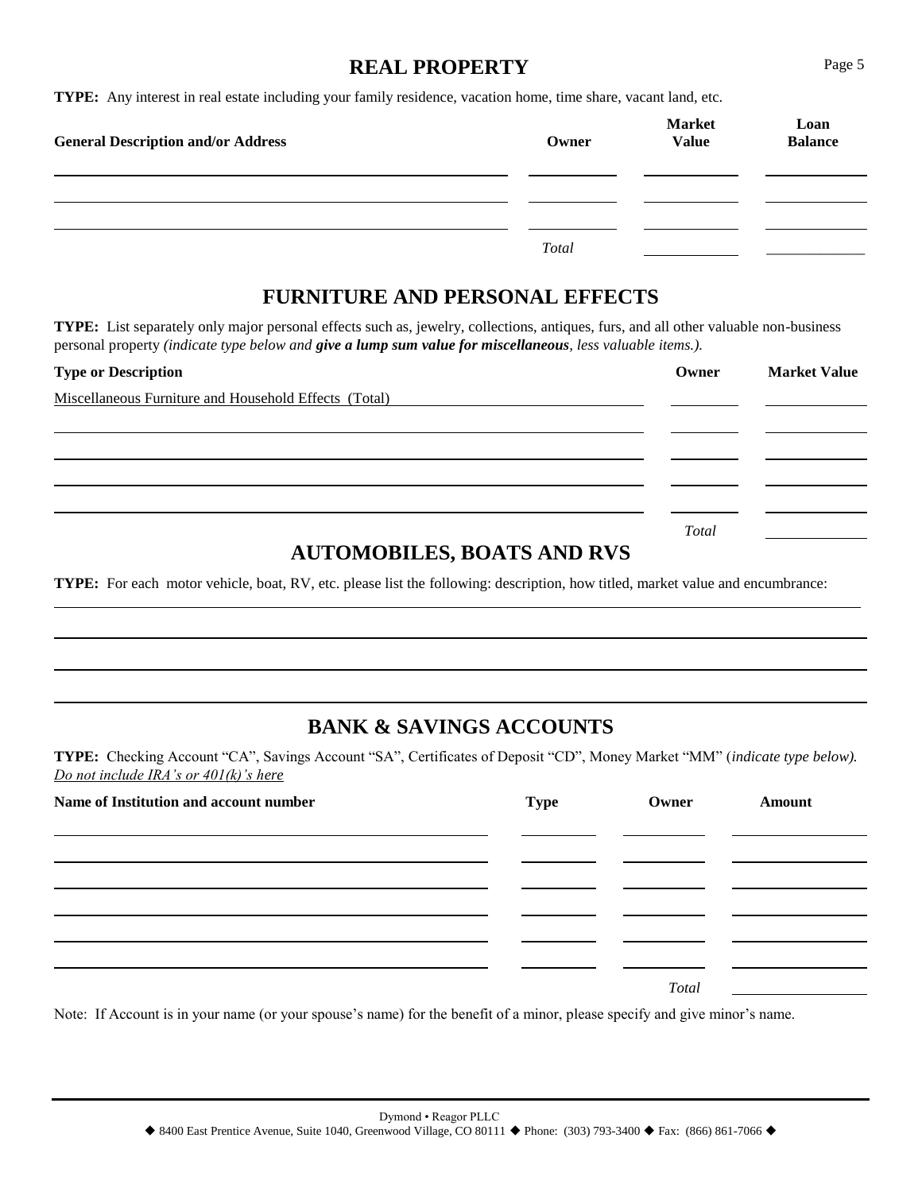# REAL PROPERTY

**TYPE:** Any interest in real estate including your family residence, vacation home, time share, vacant land, etc.

| General Description and/or Address | Owner | Market Value | Loan Balance |
| --- | --- | --- | --- |
| | | | |
| | | | |
| | | | |
| | *Total* | | |

# FURNITURE AND PERSONAL EFFECTS

**TYPE:** List separately only major personal effects such as, jewelry, collections, antiques, furs, and all other valuable non-business personal property *(indicate type below and **give a lump sum value for miscellaneous**, less valuable items.).*

| Type or Description | Owner | Market Value |
| --- | --- | --- |
| Miscellaneous Furniture and Household Effects (Total) | | |
| | | |
| | | |
| | | |
| | | |
| | *Total* | |

# AUTOMOBILES, BOATS AND RVS

**TYPE:** For each motor vehicle, boat, RV, etc. please list the following: description, how titled, market value and encumbrance:

# BANK & SAVINGS ACCOUNTS

**TYPE:** Checking Account "CA", Savings Account "SA", Certificates of Deposit "CD", Money Market "MM" (*indicate type below). Do not include IRA's or 401(k)'s here*

| Name of Institution and account number | Type | Owner | Amount |
| --- | --- | --- | --- |
| | | | |
| | | | |
| | | | |
| | | | |
| | | | |
| | | | |
| | | *Total* | |

Note: If Account is in your name (or your spouse's name) for the benefit of a minor, please specify and give minor's name.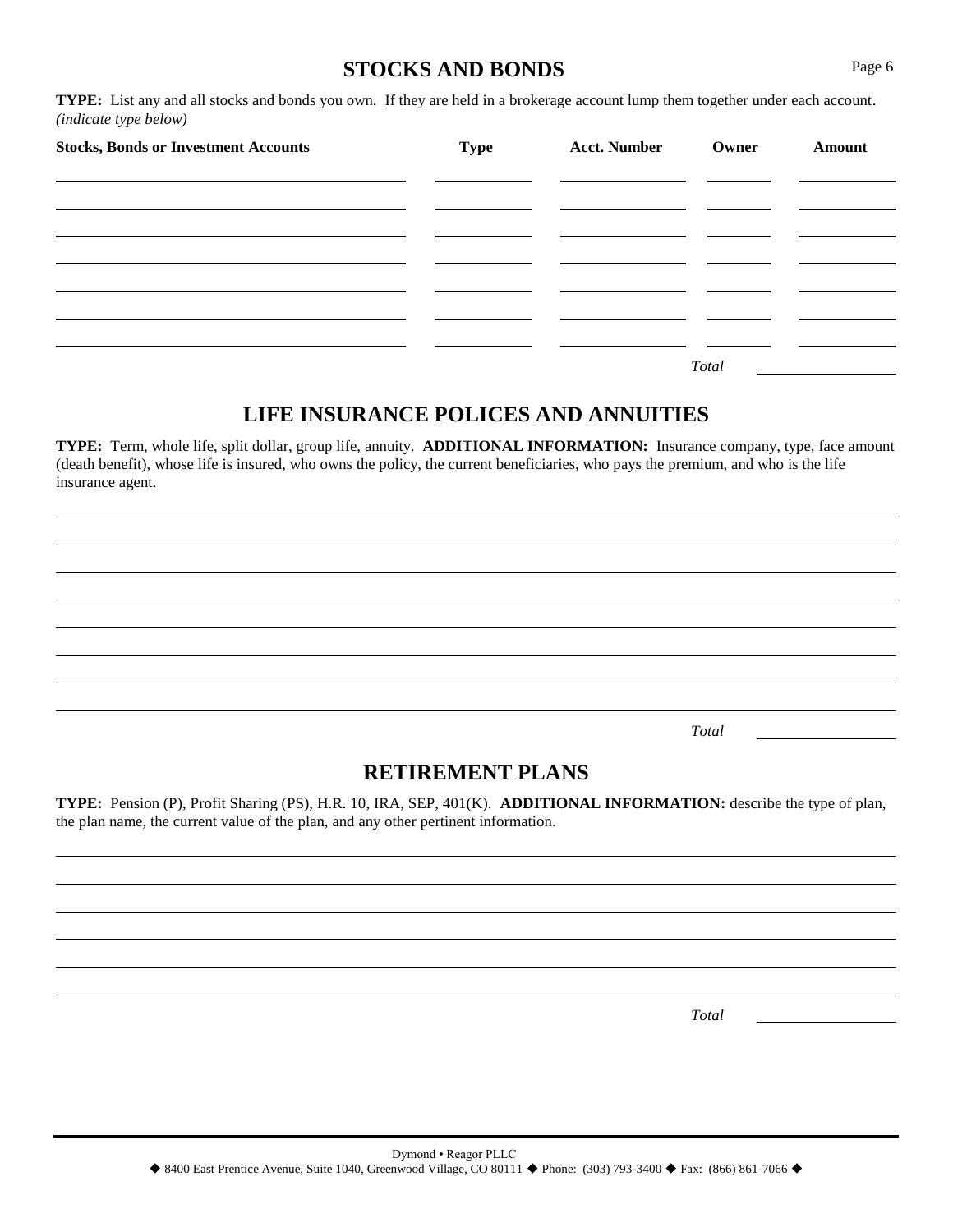## STOCKS AND BONDS

**TYPE:** List any and all stocks and bonds you own. If they are held in a brokerage account lump them together under each account. *(indicate type below)*

| Stocks, Bonds or Investment Accounts | Type | Acct. Number | Owner | Amount |
|---|---|---|---|---|
| | | | | |
| | | | | |
| | | | | |
| | | | | |
| | | | | |
| | | | | |
| | | | | |
| | | | *Total* | |

## LIFE INSURANCE POLICES AND ANNUITIES

**TYPE:** Term, whole life, split dollar, group life, annuity. **ADDITIONAL INFORMATION:** Insurance company, type, face amount (death benefit), whose life is insured, who owns the policy, the current beneficiaries, who pays the premium, and who is the life insurance agent.

*Total* ____________

## RETIREMENT PLANS

**TYPE:** Pension (P), Profit Sharing (PS), H.R. 10, IRA, SEP, 401(K). **ADDITIONAL INFORMATION:** describe the type of plan, the plan name, the current value of the plan, and any other pertinent information.

*Total* ____________

Dymond • Reagor PLLC
◆ 8400 East Prentice Avenue, Suite 1040, Greenwood Village, CO 80111 ◆ Phone: (303) 793-3400 ◆ Fax: (866) 861-7066 ◆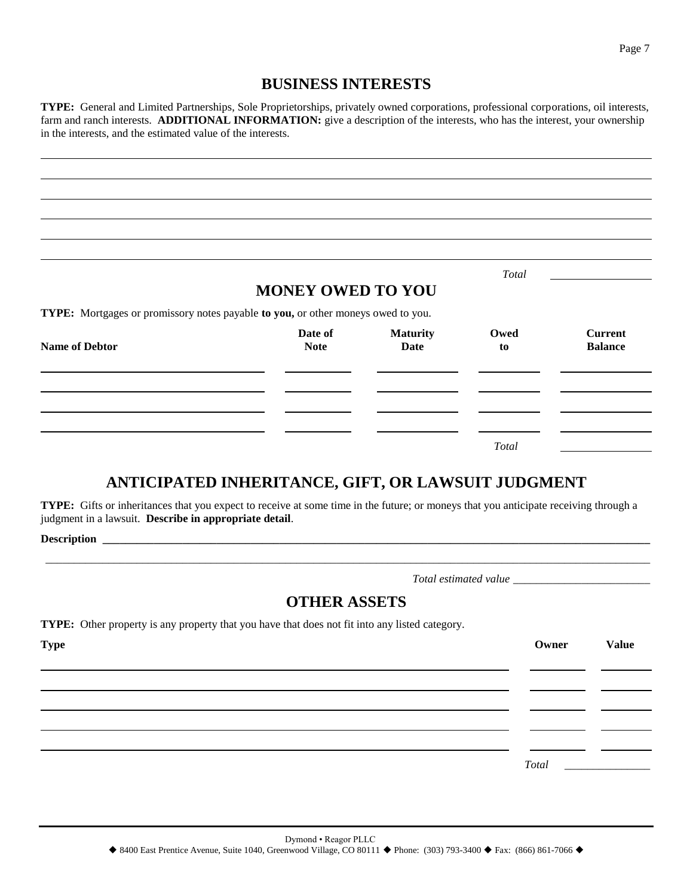## BUSINESS INTERESTS

**TYPE:** General and Limited Partnerships, Sole Proprietorships, privately owned corporations, professional corporations, oil interests, farm and ranch interests. **ADDITIONAL INFORMATION:** give a description of the interests, who has the interest, your ownership in the interests, and the estimated value of the interests.

___

___

___

___

___

___

*Total* ____________

## MONEY OWED TO YOU

**TYPE:** Mortgages or promissory notes payable **to you,** or other moneys owed to you.

| Name of Debtor | Date of Note | Maturity Date | Owed to | Current Balance |
|---|---|---|---|---|
| | | | | |
| | | | | |
| | | | | |
| | | | | |
| | | | *Total* | |

## ANTICIPATED INHERITANCE, GIFT, OR LAWSUIT JUDGMENT

**TYPE:** Gifts or inheritances that you expect to receive at some time in the future; or moneys that you anticipate receiving through a judgment in a lawsuit. **Describe in appropriate detail**.

**Description** ______________________________________________

______________________________________________

*Total estimated value* ________________________

## OTHER ASSETS

**TYPE:** Other property is any property that you have that does not fit into any listed category.

| Type | Owner | Value |
|---|---|---|
| | | |
| | | |
| | | |
| | | |
| | | |
| | *Total* | |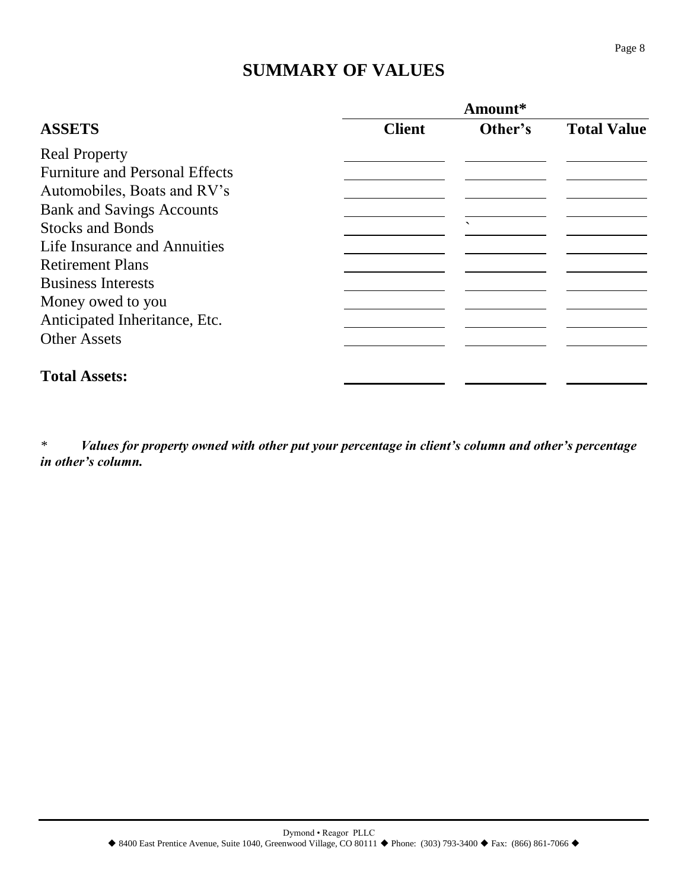# SUMMARY OF VALUES

| ASSETS | Amount* | | |
|---|---|---|---|
| | **Client** | **Other's** | **Total Value** |
| Real Property | | | |
| Furniture and Personal Effects | | | |
| Automobiles, Boats and RV's | | | |
| Bank and Savings Accounts | | | |
| Stocks and Bonds | | ` | |
| Life Insurance and Annuities | | | |
| Retirement Plans | | | |
| Business Interests | | | |
| Money owed to you | | | |
| Anticipated Inheritance, Etc. | | | |
| Other Assets | | | |
| **Total Assets:** | | | |

\* ***Values for property owned with other put your percentage in client's column and other's percentage in other's column.***

Dymond • Reagor PLLC
◆ 8400 East Prentice Avenue, Suite 1040, Greenwood Village, CO 80111 ◆ Phone: (303) 793-3400 ◆ Fax: (866) 861-7066 ◆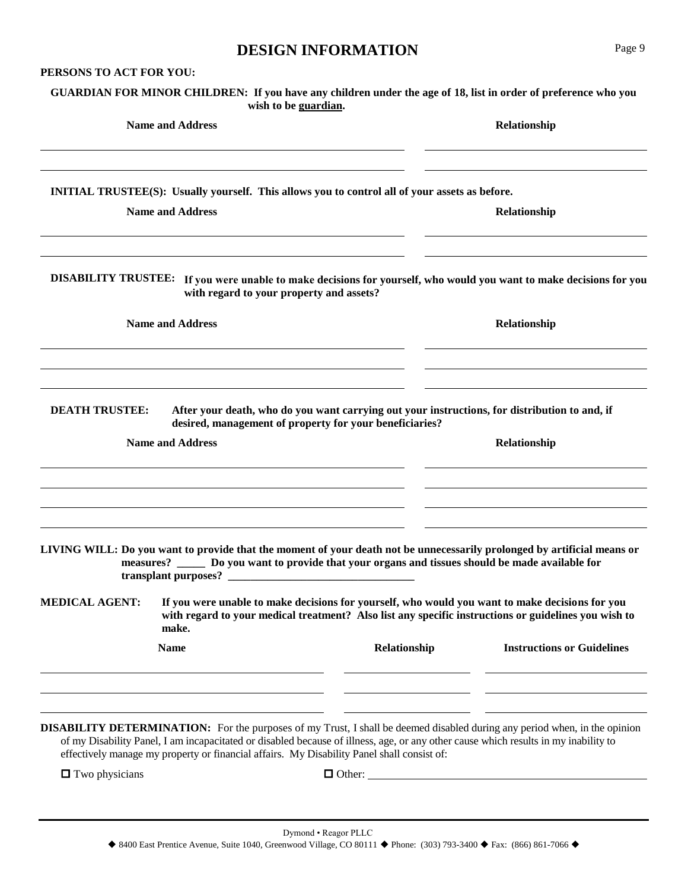# DESIGN INFORMATION

**PERSONS TO ACT FOR YOU:**

**GUARDIAN FOR MINOR CHILDREN: If you have any children under the age of 18, list in order of preference who you wish to be guardian.**

| Name and Address | Relationship |
|---|---|
| | |
| | |

**INITIAL TRUSTEE(S): Usually yourself. This allows you to control all of your assets as before.**

| Name and Address | Relationship |
|---|---|
| | |
| | |

**DISABILITY TRUSTEE: If you were unable to make decisions for yourself, who would you want to make decisions for you with regard to your property and assets?**

| Name and Address | Relationship |
|---|---|
| | |
| | |
| | |

**DEATH TRUSTEE: After your death, who do you want carrying out your instructions, for distribution to and, if desired, management of property for your beneficiaries?**

| Name and Address | Relationship |
|---|---|
| | |
| | |
| | |
| | |

**LIVING WILL: Do you want to provide that the moment of your death not be unnecessarily prolonged by artificial means or measures? _____ Do you want to provide that your organs and tissues should be made available for transplant purposes? __________________________________**

**MEDICAL AGENT: If you were unable to make decisions for yourself, who would you want to make decisions for you with regard to your medical treatment? Also list any specific instructions or guidelines you wish to make.**

| Name | Relationship | Instructions or Guidelines |
|---|---|---|
| | | |
| | | |
| | | |

**DISABILITY DETERMINATION:** For the purposes of my Trust, I shall be deemed disabled during any period when, in the opinion of my Disability Panel, I am incapacitated or disabled because of illness, age, or any other cause which results in my inability to effectively manage my property or financial affairs. My Disability Panel shall consist of:

☐ Two physicians ☐ Other: ______________________________

Dymond • Reagor PLLC
◆ 8400 East Prentice Avenue, Suite 1040, Greenwood Village, CO 80111 ◆ Phone: (303) 793-3400 ◆ Fax: (866) 861-7066 ◆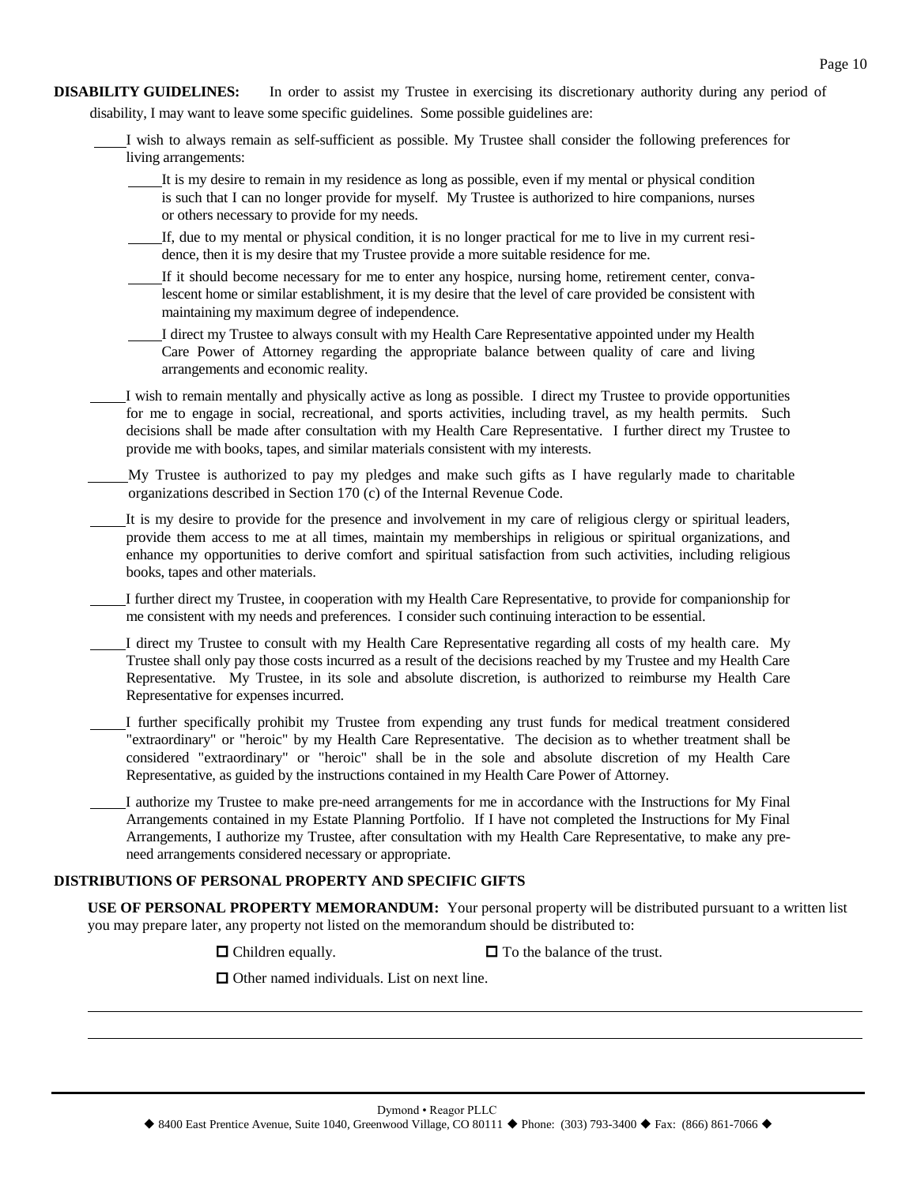**DISABILITY GUIDELINES:** In order to assist my Trustee in exercising its discretionary authority during any period of disability, I may want to leave some specific guidelines. Some possible guidelines are:

____I wish to always remain as self-sufficient as possible. My Trustee shall consider the following preferences for living arrangements:

- ____It is my desire to remain in my residence as long as possible, even if my mental or physical condition is such that I can no longer provide for myself. My Trustee is authorized to hire companions, nurses or others necessary to provide for my needs.
- ____If, due to my mental or physical condition, it is no longer practical for me to live in my current residence, then it is my desire that my Trustee provide a more suitable residence for me.
- ____If it should become necessary for me to enter any hospice, nursing home, retirement center, convalescent home or similar establishment, it is my desire that the level of care provided be consistent with maintaining my maximum degree of independence.
- ____I direct my Trustee to always consult with my Health Care Representative appointed under my Health Care Power of Attorney regarding the appropriate balance between quality of care and living arrangements and economic reality.

____I wish to remain mentally and physically active as long as possible. I direct my Trustee to provide opportunities for me to engage in social, recreational, and sports activities, including travel, as my health permits. Such decisions shall be made after consultation with my Health Care Representative. I further direct my Trustee to provide me with books, tapes, and similar materials consistent with my interests.

____My Trustee is authorized to pay my pledges and make such gifts as I have regularly made to charitable organizations described in Section 170 (c) of the Internal Revenue Code.

____It is my desire to provide for the presence and involvement in my care of religious clergy or spiritual leaders, provide them access to me at all times, maintain my memberships in religious or spiritual organizations, and enhance my opportunities to derive comfort and spiritual satisfaction from such activities, including religious books, tapes and other materials.

____I further direct my Trustee, in cooperation with my Health Care Representative, to provide for companionship for me consistent with my needs and preferences. I consider such continuing interaction to be essential.

____I direct my Trustee to consult with my Health Care Representative regarding all costs of my health care. My Trustee shall only pay those costs incurred as a result of the decisions reached by my Trustee and my Health Care Representative. My Trustee, in its sole and absolute discretion, is authorized to reimburse my Health Care Representative for expenses incurred.

____I further specifically prohibit my Trustee from expending any trust funds for medical treatment considered "extraordinary" or "heroic" by my Health Care Representative. The decision as to whether treatment shall be considered "extraordinary" or "heroic" shall be in the sole and absolute discretion of my Health Care Representative, as guided by the instructions contained in my Health Care Power of Attorney.

____I authorize my Trustee to make pre-need arrangements for me in accordance with the Instructions for My Final Arrangements contained in my Estate Planning Portfolio. If I have not completed the Instructions for My Final Arrangements, I authorize my Trustee, after consultation with my Health Care Representative, to make any pre-need arrangements considered necessary or appropriate.

## DISTRIBUTIONS OF PERSONAL PROPERTY AND SPECIFIC GIFTS

**USE OF PERSONAL PROPERTY MEMORANDUM:** Your personal property will be distributed pursuant to a written list you may prepare later, any property not listed on the memorandum should be distributed to:

☐ Children equally. ☐ To the balance of the trust.

☐ Other named individuals. List on next line.

________________________________________________________________________________

________________________________________________________________________________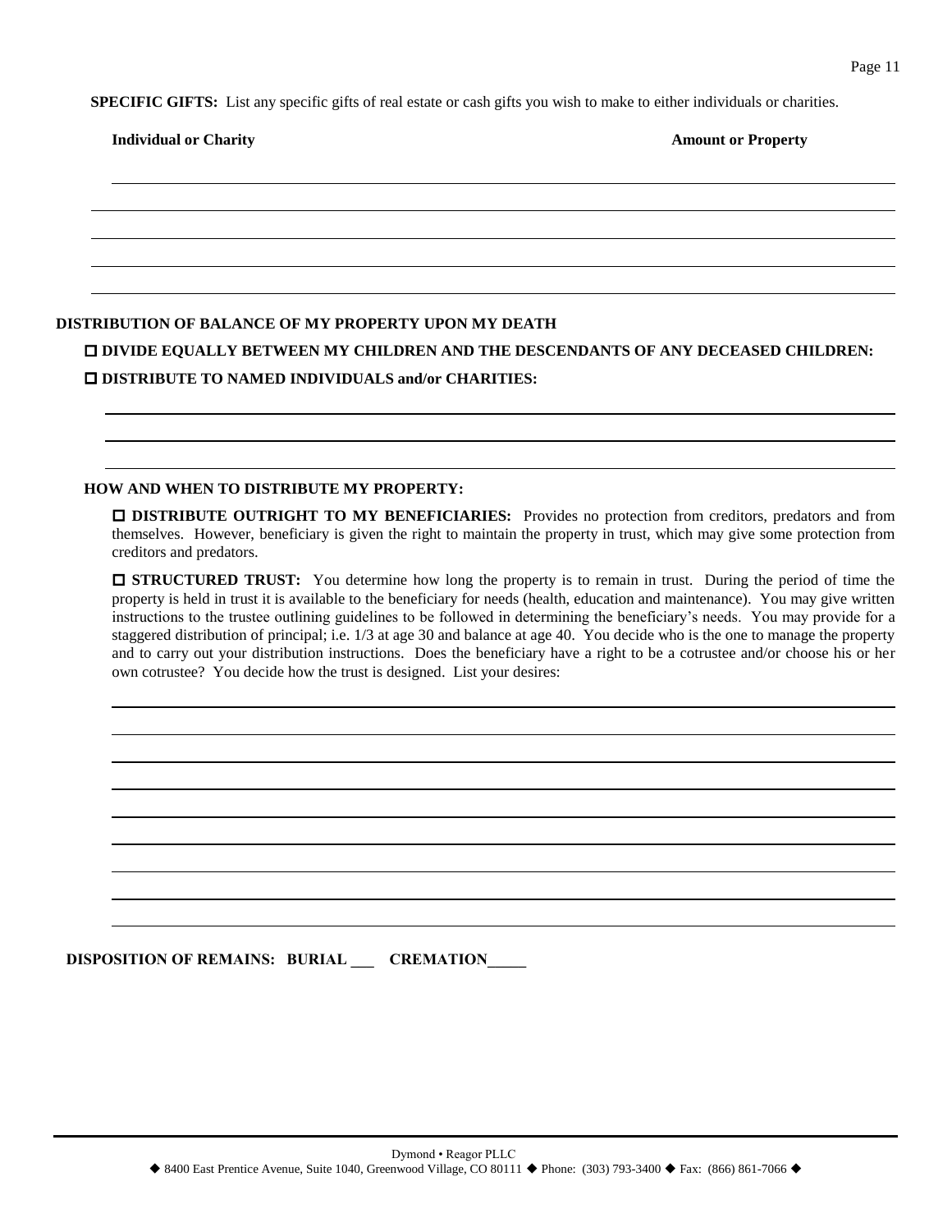**SPECIFIC GIFTS:** List any specific gifts of real estate or cash gifts you wish to make to either individuals or charities.

| Individual or Charity | Amount or Property |
|---|---|
| | |
| | |
| | |
| | |
| | |

**DISTRIBUTION OF BALANCE OF MY PROPERTY UPON MY DEATH**

☐ **DIVIDE EQUALLY BETWEEN MY CHILDREN AND THE DESCENDANTS OF ANY DECEASED CHILDREN:**

☐ **DISTRIBUTE TO NAMED INDIVIDUALS and/or CHARITIES:**

\_\_\_\_\_\_\_\_\_\_\_\_\_\_\_\_\_\_\_\_\_\_\_\_\_\_\_\_\_\_\_\_\_\_\_\_\_\_\_\_\_\_\_\_\_\_\_\_\_\_\_\_\_\_\_\_\_\_\_\_\_\_\_\_\_\_\_\_\_\_\_\_\_\_\_\_

\_\_\_\_\_\_\_\_\_\_\_\_\_\_\_\_\_\_\_\_\_\_\_\_\_\_\_\_\_\_\_\_\_\_\_\_\_\_\_\_\_\_\_\_\_\_\_\_\_\_\_\_\_\_\_\_\_\_\_\_\_\_\_\_\_\_\_\_\_\_\_\_\_\_\_\_

\_\_\_\_\_\_\_\_\_\_\_\_\_\_\_\_\_\_\_\_\_\_\_\_\_\_\_\_\_\_\_\_\_\_\_\_\_\_\_\_\_\_\_\_\_\_\_\_\_\_\_\_\_\_\_\_\_\_\_\_\_\_\_\_\_\_\_\_\_\_\_\_\_\_\_\_

**HOW AND WHEN TO DISTRIBUTE MY PROPERTY:**

☐ **DISTRIBUTE OUTRIGHT TO MY BENEFICIARIES:** Provides no protection from creditors, predators and from themselves. However, beneficiary is given the right to maintain the property in trust, which may give some protection from creditors and predators.

☐ **STRUCTURED TRUST:** You determine how long the property is to remain in trust. During the period of time the property is held in trust it is available to the beneficiary for needs (health, education and maintenance). You may give written instructions to the trustee outlining guidelines to be followed in determining the beneficiary's needs. You may provide for a staggered distribution of principal; i.e. 1/3 at age 30 and balance at age 40. You decide who is the one to manage the property and to carry out your distribution instructions. Does the beneficiary have a right to be a cotrustee and/or choose his or her own cotrustee? You decide how the trust is designed. List your desires:

\_\_\_\_\_\_\_\_\_\_\_\_\_\_\_\_\_\_\_\_\_\_\_\_\_\_\_\_\_\_\_\_\_\_\_\_\_\_\_\_\_\_\_\_\_\_\_\_\_\_\_\_\_\_\_\_\_\_\_\_\_\_\_\_\_\_\_\_\_\_\_\_\_\_\_\_

\_\_\_\_\_\_\_\_\_\_\_\_\_\_\_\_\_\_\_\_\_\_\_\_\_\_\_\_\_\_\_\_\_\_\_\_\_\_\_\_\_\_\_\_\_\_\_\_\_\_\_\_\_\_\_\_\_\_\_\_\_\_\_\_\_\_\_\_\_\_\_\_\_\_\_\_

\_\_\_\_\_\_\_\_\_\_\_\_\_\_\_\_\_\_\_\_\_\_\_\_\_\_\_\_\_\_\_\_\_\_\_\_\_\_\_\_\_\_\_\_\_\_\_\_\_\_\_\_\_\_\_\_\_\_\_\_\_\_\_\_\_\_\_\_\_\_\_\_\_\_\_\_

\_\_\_\_\_\_\_\_\_\_\_\_\_\_\_\_\_\_\_\_\_\_\_\_\_\_\_\_\_\_\_\_\_\_\_\_\_\_\_\_\_\_\_\_\_\_\_\_\_\_\_\_\_\_\_\_\_\_\_\_\_\_\_\_\_\_\_\_\_\_\_\_\_\_\_\_

\_\_\_\_\_\_\_\_\_\_\_\_\_\_\_\_\_\_\_\_\_\_\_\_\_\_\_\_\_\_\_\_\_\_\_\_\_\_\_\_\_\_\_\_\_\_\_\_\_\_\_\_\_\_\_\_\_\_\_\_\_\_\_\_\_\_\_\_\_\_\_\_\_\_\_\_

\_\_\_\_\_\_\_\_\_\_\_\_\_\_\_\_\_\_\_\_\_\_\_\_\_\_\_\_\_\_\_\_\_\_\_\_\_\_\_\_\_\_\_\_\_\_\_\_\_\_\_\_\_\_\_\_\_\_\_\_\_\_\_\_\_\_\_\_\_\_\_\_\_\_\_\_

\_\_\_\_\_\_\_\_\_\_\_\_\_\_\_\_\_\_\_\_\_\_\_\_\_\_\_\_\_\_\_\_\_\_\_\_\_\_\_\_\_\_\_\_\_\_\_\_\_\_\_\_\_\_\_\_\_\_\_\_\_\_\_\_\_\_\_\_\_\_\_\_\_\_\_\_

\_\_\_\_\_\_\_\_\_\_\_\_\_\_\_\_\_\_\_\_\_\_\_\_\_\_\_\_\_\_\_\_\_\_\_\_\_\_\_\_\_\_\_\_\_\_\_\_\_\_\_\_\_\_\_\_\_\_\_\_\_\_\_\_\_\_\_\_\_\_\_\_\_\_\_\_

\_\_\_\_\_\_\_\_\_\_\_\_\_\_\_\_\_\_\_\_\_\_\_\_\_\_\_\_\_\_\_\_\_\_\_\_\_\_\_\_\_\_\_\_\_\_\_\_\_\_\_\_\_\_\_\_\_\_\_\_\_\_\_\_\_\_\_\_\_\_\_\_\_\_\_\_

**DISPOSITION OF REMAINS: BURIAL \_\_\_ CREMATION\_\_\_\_\_**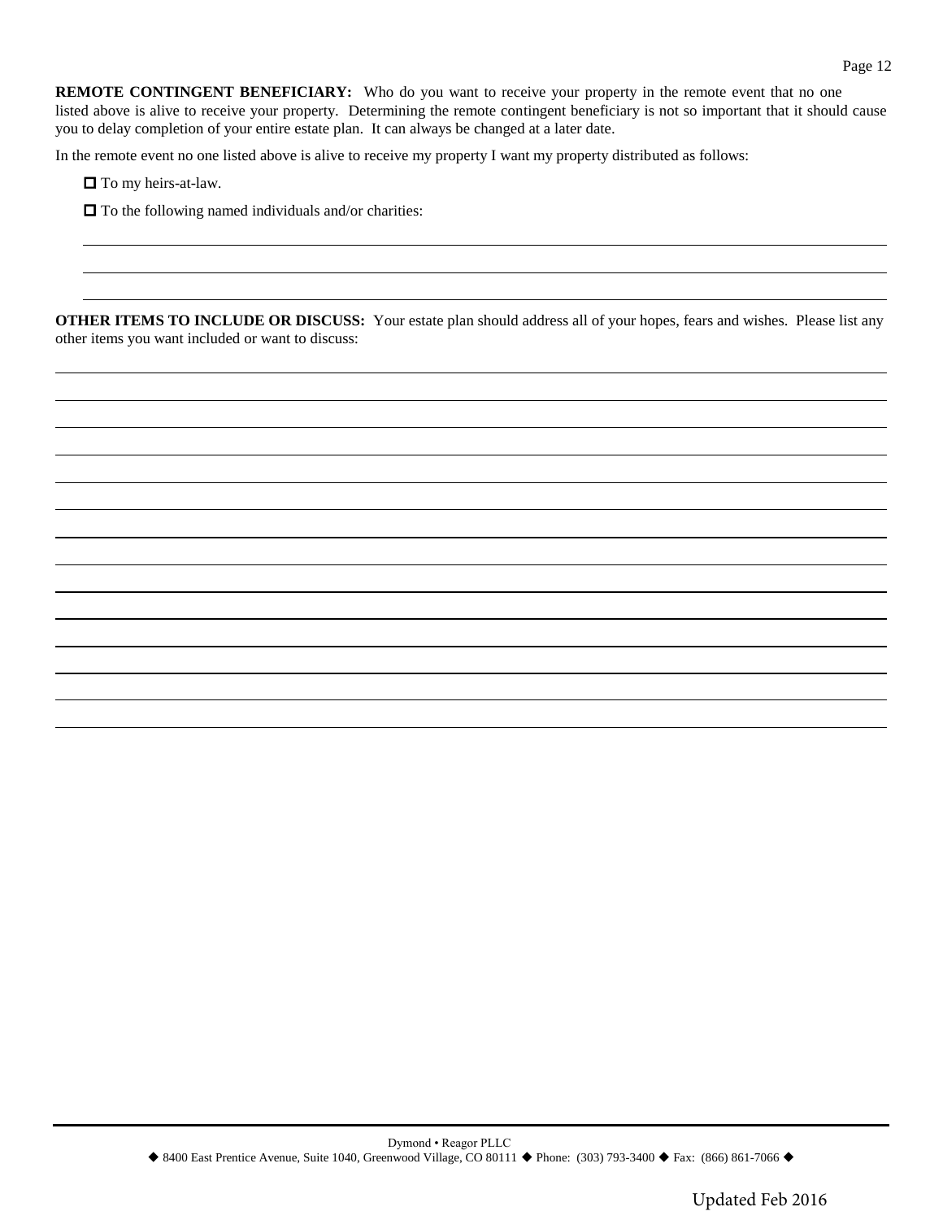**REMOTE CONTINGENT BENEFICIARY:** Who do you want to receive your property in the remote event that no one listed above is alive to receive your property. Determining the remote contingent beneficiary is not so important that it should cause you to delay completion of your entire estate plan. It can always be changed at a later date.

In the remote event no one listed above is alive to receive my property I want my property distributed as follows:

- ☐ To my heirs-at-law.
- ☐ To the following named individuals and/or charities:

\_\_\_\_\_\_\_\_\_\_\_\_\_\_\_\_\_\_\_\_\_\_\_\_\_\_\_\_\_\_\_\_\_\_\_\_\_\_\_\_\_\_\_\_\_\_\_\_\_\_\_\_\_\_\_\_\_\_\_\_\_\_\_\_\_\_

\_\_\_\_\_\_\_\_\_\_\_\_\_\_\_\_\_\_\_\_\_\_\_\_\_\_\_\_\_\_\_\_\_\_\_\_\_\_\_\_\_\_\_\_\_\_\_\_\_\_\_\_\_\_\_\_\_\_\_\_\_\_\_\_\_\_

\_\_\_\_\_\_\_\_\_\_\_\_\_\_\_\_\_\_\_\_\_\_\_\_\_\_\_\_\_\_\_\_\_\_\_\_\_\_\_\_\_\_\_\_\_\_\_\_\_\_\_\_\_\_\_\_\_\_\_\_\_\_\_\_\_\_

**OTHER ITEMS TO INCLUDE OR DISCUSS:** Your estate plan should address all of your hopes, fears and wishes. Please list any other items you want included or want to discuss:

\_\_\_\_\_\_\_\_\_\_\_\_\_\_\_\_\_\_\_\_\_\_\_\_\_\_\_\_\_\_\_\_\_\_\_\_\_\_\_\_\_\_\_\_\_\_\_\_\_\_\_\_\_\_\_\_\_\_\_\_\_\_\_\_\_\_

\_\_\_\_\_\_\_\_\_\_\_\_\_\_\_\_\_\_\_\_\_\_\_\_\_\_\_\_\_\_\_\_\_\_\_\_\_\_\_\_\_\_\_\_\_\_\_\_\_\_\_\_\_\_\_\_\_\_\_\_\_\_\_\_\_\_

\_\_\_\_\_\_\_\_\_\_\_\_\_\_\_\_\_\_\_\_\_\_\_\_\_\_\_\_\_\_\_\_\_\_\_\_\_\_\_\_\_\_\_\_\_\_\_\_\_\_\_\_\_\_\_\_\_\_\_\_\_\_\_\_\_\_

\_\_\_\_\_\_\_\_\_\_\_\_\_\_\_\_\_\_\_\_\_\_\_\_\_\_\_\_\_\_\_\_\_\_\_\_\_\_\_\_\_\_\_\_\_\_\_\_\_\_\_\_\_\_\_\_\_\_\_\_\_\_\_\_\_\_

\_\_\_\_\_\_\_\_\_\_\_\_\_\_\_\_\_\_\_\_\_\_\_\_\_\_\_\_\_\_\_\_\_\_\_\_\_\_\_\_\_\_\_\_\_\_\_\_\_\_\_\_\_\_\_\_\_\_\_\_\_\_\_\_\_\_

\_\_\_\_\_\_\_\_\_\_\_\_\_\_\_\_\_\_\_\_\_\_\_\_\_\_\_\_\_\_\_\_\_\_\_\_\_\_\_\_\_\_\_\_\_\_\_\_\_\_\_\_\_\_\_\_\_\_\_\_\_\_\_\_\_\_

\_\_\_\_\_\_\_\_\_\_\_\_\_\_\_\_\_\_\_\_\_\_\_\_\_\_\_\_\_\_\_\_\_\_\_\_\_\_\_\_\_\_\_\_\_\_\_\_\_\_\_\_\_\_\_\_\_\_\_\_\_\_\_\_\_\_

\_\_\_\_\_\_\_\_\_\_\_\_\_\_\_\_\_\_\_\_\_\_\_\_\_\_\_\_\_\_\_\_\_\_\_\_\_\_\_\_\_\_\_\_\_\_\_\_\_\_\_\_\_\_\_\_\_\_\_\_\_\_\_\_\_\_

\_\_\_\_\_\_\_\_\_\_\_\_\_\_\_\_\_\_\_\_\_\_\_\_\_\_\_\_\_\_\_\_\_\_\_\_\_\_\_\_\_\_\_\_\_\_\_\_\_\_\_\_\_\_\_\_\_\_\_\_\_\_\_\_\_\_

\_\_\_\_\_\_\_\_\_\_\_\_\_\_\_\_\_\_\_\_\_\_\_\_\_\_\_\_\_\_\_\_\_\_\_\_\_\_\_\_\_\_\_\_\_\_\_\_\_\_\_\_\_\_\_\_\_\_\_\_\_\_\_\_\_\_

\_\_\_\_\_\_\_\_\_\_\_\_\_\_\_\_\_\_\_\_\_\_\_\_\_\_\_\_\_\_\_\_\_\_\_\_\_\_\_\_\_\_\_\_\_\_\_\_\_\_\_\_\_\_\_\_\_\_\_\_\_\_\_\_\_\_

\_\_\_\_\_\_\_\_\_\_\_\_\_\_\_\_\_\_\_\_\_\_\_\_\_\_\_\_\_\_\_\_\_\_\_\_\_\_\_\_\_\_\_\_\_\_\_\_\_\_\_\_\_\_\_\_\_\_\_\_\_\_\_\_\_\_

\_\_\_\_\_\_\_\_\_\_\_\_\_\_\_\_\_\_\_\_\_\_\_\_\_\_\_\_\_\_\_\_\_\_\_\_\_\_\_\_\_\_\_\_\_\_\_\_\_\_\_\_\_\_\_\_\_\_\_\_\_\_\_\_\_\_

\_\_\_\_\_\_\_\_\_\_\_\_\_\_\_\_\_\_\_\_\_\_\_\_\_\_\_\_\_\_\_\_\_\_\_\_\_\_\_\_\_\_\_\_\_\_\_\_\_\_\_\_\_\_\_\_\_\_\_\_\_\_\_\_\_\_

\_\_\_\_\_\_\_\_\_\_\_\_\_\_\_\_\_\_\_\_\_\_\_\_\_\_\_\_\_\_\_\_\_\_\_\_\_\_\_\_\_\_\_\_\_\_\_\_\_\_\_\_\_\_\_\_\_\_\_\_\_\_\_\_\_\_

Dymond • Reagor PLLC

◆ 8400 East Prentice Avenue, Suite 1040, Greenwood Village, CO 80111 ◆ Phone: (303) 793-3400 ◆ Fax: (866) 861-7066 ◆

Updated Feb 2016